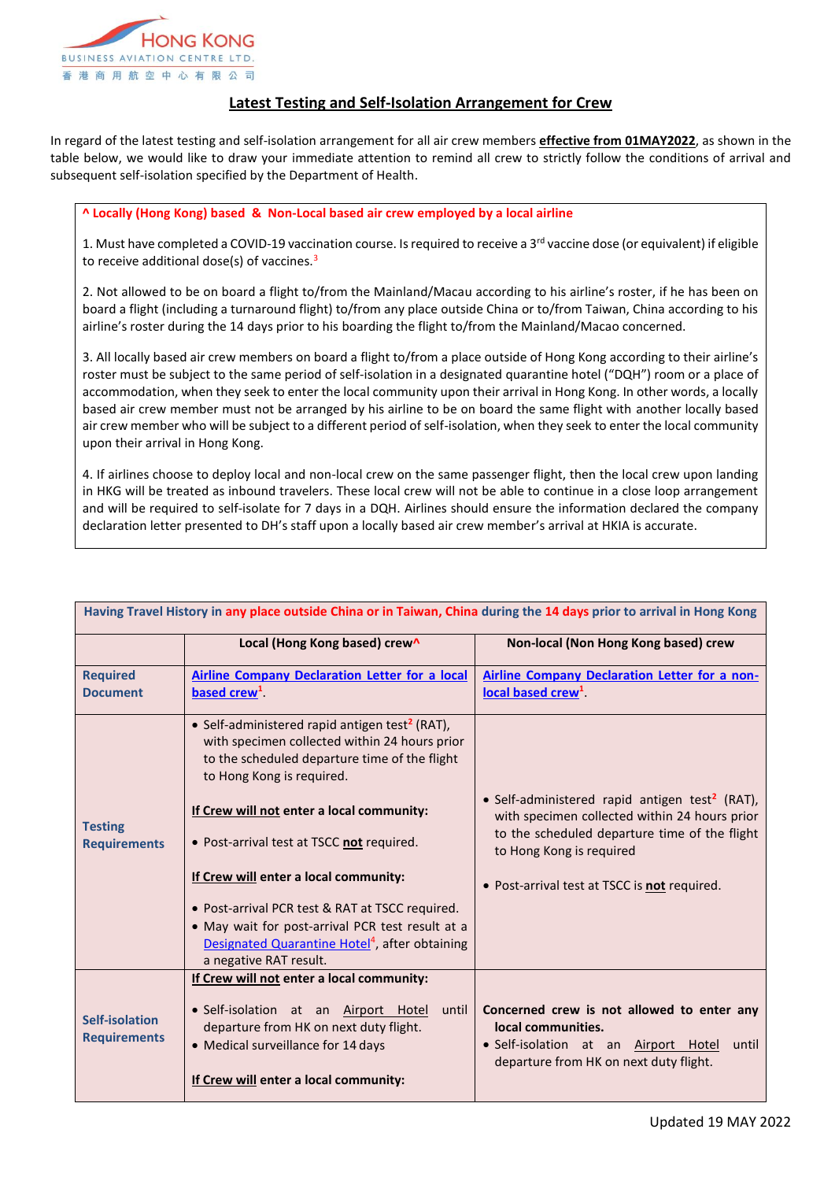HONG KONG BUSINESS AVIATION CENTRE LTD.
香港商用航空中心有限公司

## Latest Testing and Self-Isolation Arrangement for Crew

In regard of the latest testing and self-isolation arrangement for all air crew members **effective from 01MAY2022**, as shown in the table below, we would like to draw your immediate attention to remind all crew to strictly follow the conditions of arrival and subsequent self-isolation specified by the Department of Health.

**^ Locally (Hong Kong) based & Non-Local based air crew employed by a local airline**

1. Must have completed a COVID-19 vaccination course. Is required to receive a 3rd vaccine dose (or equivalent) if eligible to receive additional dose(s) of vaccines.[3]

2. Not allowed to be on board a flight to/from the Mainland/Macau according to his airline's roster, if he has been on board a flight (including a turnaround flight) to/from any place outside China or to/from Taiwan, China according to his airline's roster during the 14 days prior to his boarding the flight to/from the Mainland/Macao concerned.

3. All locally based air crew members on board a flight to/from a place outside of Hong Kong according to their airline's roster must be subject to the same period of self-isolation in a designated quarantine hotel ("DQH") room or a place of accommodation, when they seek to enter the local community upon their arrival in Hong Kong. In other words, a locally based air crew member must not be arranged by his airline to be on board the same flight with another locally based air crew member who will be subject to a different period of self-isolation, when they seek to enter the local community upon their arrival in Hong Kong.

4. If airlines choose to deploy local and non-local crew on the same passenger flight, then the local crew upon landing in HKG will be treated as inbound travelers. These local crew will not be able to continue in a close loop arrangement and will be required to self-isolate for 7 days in a DQH. Airlines should ensure the information declared the company declaration letter presented to DH's staff upon a locally based air crew member's arrival at HKIA is accurate.

| Having Travel History in any place outside China or in Taiwan, China during the 14 days prior to arrival in Hong Kong | | |
|---|---|---|
| | **Local (Hong Kong based) crew^** | **Non-local (Non Hong Kong based) crew** |
| **Required Document** | Airline Company Declaration Letter for a local based crew[1]. | Airline Company Declaration Letter for a non-local based crew[1]. |
| **Testing Requirements** | • Self-administered rapid antigen test[2] (RAT), with specimen collected within 24 hours prior to the scheduled departure time of the flight to Hong Kong is required.<br><br>**If Crew will not enter a local community:**<br><br>• Post-arrival test at TSCC **not** required.<br><br>**If Crew will enter a local community:**<br><br>• Post-arrival PCR test & RAT at TSCC required.<br>• May wait for post-arrival PCR test result at a Designated Quarantine Hotel[4], after obtaining a negative RAT result. | • Self-administered rapid antigen test[2] (RAT), with specimen collected within 24 hours prior to the scheduled departure time of the flight to Hong Kong is required<br><br>• Post-arrival test at TSCC is **not** required. |
| **Self-isolation Requirements** | **If Crew will not enter a local community:**<br><br>• Self-isolation at an Airport Hotel until departure from HK on next duty flight.<br>• Medical surveillance for 14 days<br><br>**If Crew will enter a local community:** | **Concerned crew is not allowed to enter any local communities.**<br>• Self-isolation at an Airport Hotel until departure from HK on next duty flight. |

Updated 19 MAY 2022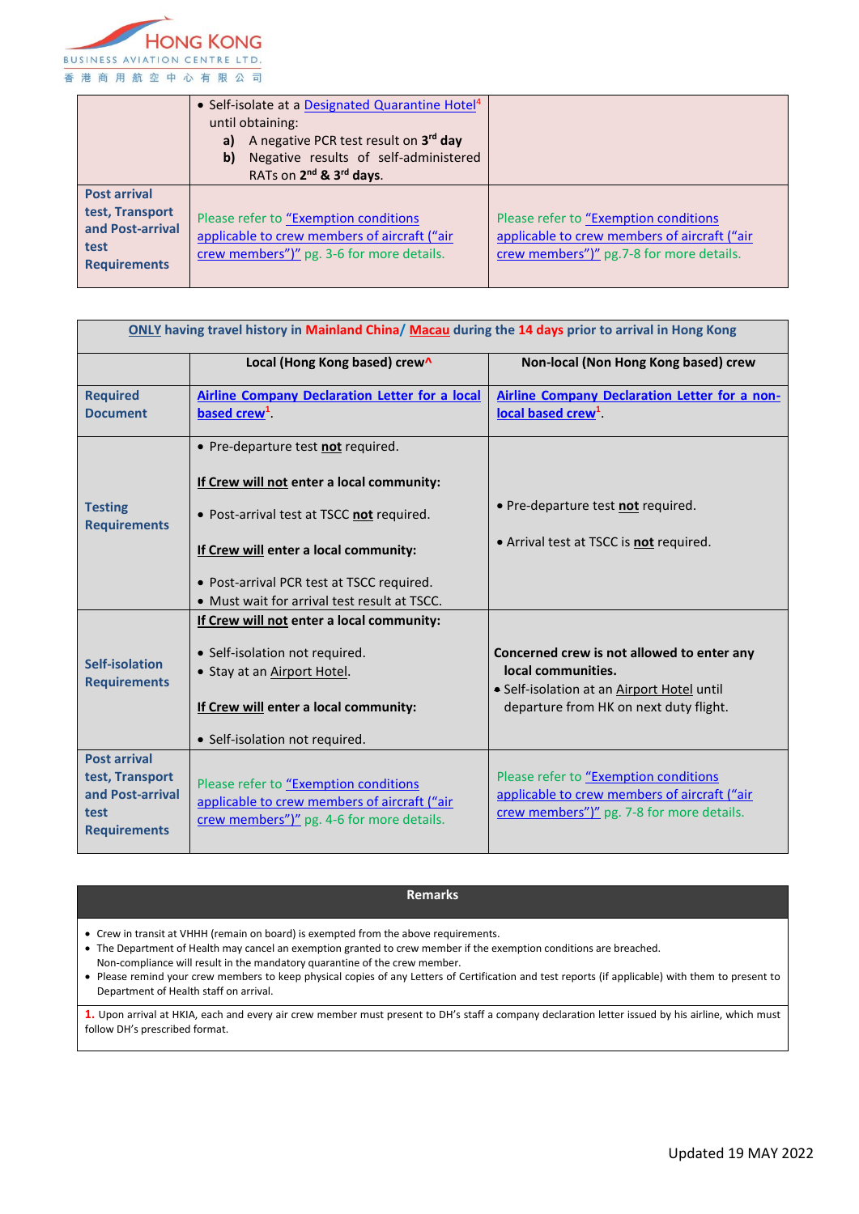| | | |
|---|---|---|
| | • Self-isolate at a Designated Quarantine Hotel[4] until obtaining:<br>**a)** A negative PCR test result on 3[rd] **day**<br>**b)** Negative results of self-administered RATs on **2[nd] & 3[rd] days**. | |
| **Post arrival test, Transport and Post-arrival test Requirements** | Please refer to "Exemption conditions applicable to crew members of aircraft ("air crew members")" pg. 3-6 for more details. | Please refer to "Exemption conditions applicable to crew members of aircraft ("air crew members")" pg.7-8 for more details. |

| **ONLY having travel history in Mainland China/ Macau during the 14 days prior to arrival in Hong Kong** | | |
|---|---|---|
| | **Local (Hong Kong based) crew^** | **Non-local (Non Hong Kong based) crew** |
| **Required Document** | Airline Company Declaration Letter for a local based crew[1]. | Airline Company Declaration Letter for a non-local based crew[1]. |
| **Testing Requirements** | • Pre-departure test **not** required.<br><br>**If Crew will not enter a local community:**<br><br>• Post-arrival test at TSCC **not** required.<br><br>**If Crew will enter a local community:**<br><br>• Post-arrival PCR test at TSCC required.<br>• Must wait for arrival test result at TSCC. | • Pre-departure test **not** required.<br><br>• Arrival test at TSCC is **not** required. |
| **Self-isolation Requirements** | **If Crew will not enter a local community:**<br><br>• Self-isolation not required.<br>• Stay at an Airport Hotel.<br><br>**If Crew will enter a local community:**<br><br>• Self-isolation not required. | **Concerned crew is not allowed to enter any local communities.**<br>• Self-isolation at an Airport Hotel until departure from HK on next duty flight. |
| **Post arrival test, Transport and Post-arrival test Requirements** | Please refer to "Exemption conditions applicable to crew members of aircraft ("air crew members")" pg. 4-6 for more details. | Please refer to "Exemption conditions applicable to crew members of aircraft ("air crew members")" pg. 7-8 for more details. |

**Remarks**

- Crew in transit at VHHH (remain on board) is exempted from the above requirements.
- The Department of Health may cancel an exemption granted to crew member if the exemption conditions are breached. Non-compliance will result in the mandatory quarantine of the crew member.
- Please remind your crew members to keep physical copies of any Letters of Certification and test reports (if applicable) with them to present to Department of Health staff on arrival.

**1.** Upon arrival at HKIA, each and every air crew member must present to DH's staff a company declaration letter issued by his airline, which must follow DH's prescribed format.

Updated 19 MAY 2022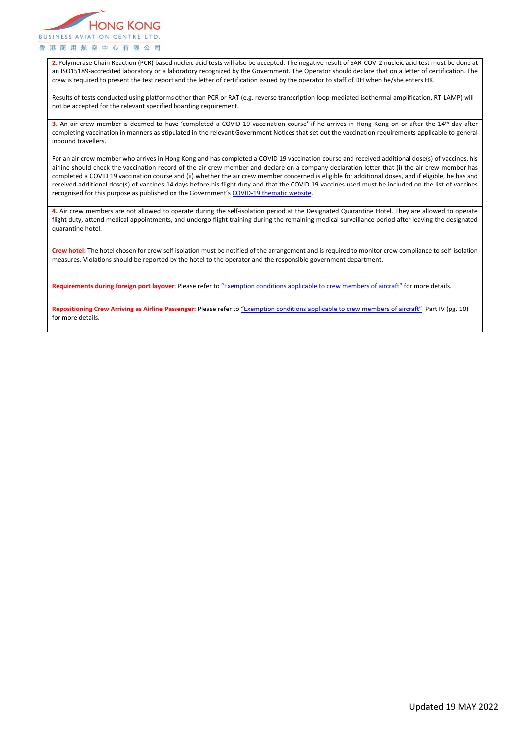**2.** Polymerase Chain Reaction (PCR) based nucleic acid tests will also be accepted. The negative result of SAR-COV-2 nucleic acid test must be done at an ISO15189-accredited laboratory or a laboratory recognized by the Government. The Operator should declare that on a letter of certification. The crew is required to present the test report and the letter of certification issued by the operator to staff of DH when he/she enters HK.

Results of tests conducted using platforms other than PCR or RAT (e.g. reverse transcription loop-mediated isothermal amplification, RT-LAMP) will not be accepted for the relevant specified boarding requirement.

**3.** An air crew member is deemed to have 'completed a COVID 19 vaccination course' if he arrives in Hong Kong on or after the 14th day after completing vaccination in manners as stipulated in the relevant Government Notices that set out the vaccination requirements applicable to general inbound travellers.

For an air crew member who arrives in Hong Kong and has completed a COVID 19 vaccination course and received additional dose(s) of vaccines, his airline should check the vaccination record of the air crew member and declare on a company declaration letter that (i) the air crew member has completed a COVID 19 vaccination course and (ii) whether the air crew member concerned is eligible for additional doses, and if eligible, he has and received additional dose(s) of vaccines 14 days before his flight duty and that the COVID 19 vaccines used must be included on the list of vaccines recognised for this purpose as published on the Government's COVID-19 thematic website.

**4.** Air crew members are not allowed to operate during the self-isolation period at the Designated Quarantine Hotel. They are allowed to operate flight duty, attend medical appointments, and undergo flight training during the remaining medical surveillance period after leaving the designated quarantine hotel.

**Crew hotel:** The hotel chosen for crew self-isolation must be notified of the arrangement and is required to monitor crew compliance to self-isolation measures. Violations should be reported by the hotel to the operator and the responsible government department.

**Requirements during foreign port layover:** Please refer to "Exemption conditions applicable to crew members of aircraft" for more details.

**Repositioning Crew Arriving as Airline Passenger:** Please refer to "Exemption conditions applicable to crew members of aircraft" Part IV (pg. 10) for more details.

Updated 19 MAY 2022